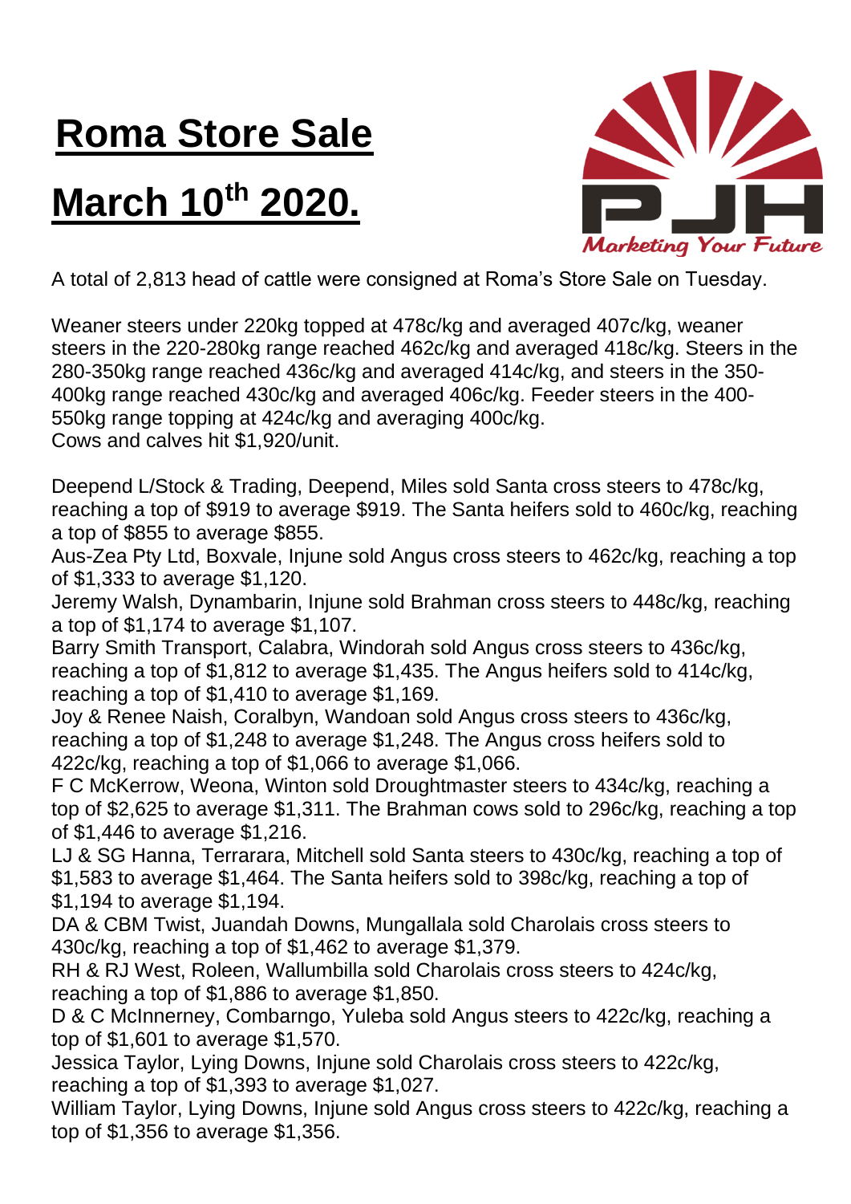# Roma Store Sale

# March 10th 2020.

A total of 2,813 head of cattle were consigned at Roma's Store Sale on Tuesday.

Weaner steers under 220kg topped at 478c/kg and averaged 407c/kg, weaner steers in the 220-280kg range reached 462c/kg and averaged 418c/kg. Steers in the 280-350kg range reached 436c/kg and averaged 414c/kg, and steers in the 350-400kg range reached 430c/kg and averaged 406c/kg. Feeder steers in the 400-550kg range topping at 424c/kg and averaging 400c/kg.
Cows and calves hit $1,920/unit.

Deepend L/Stock & Trading, Deepend, Miles sold Santa cross steers to 478c/kg, reaching a top of $919 to average $919. The Santa heifers sold to 460c/kg, reaching a top of $855 to average $855.
Aus-Zea Pty Ltd, Boxvale, Injune sold Angus cross steers to 462c/kg, reaching a top of $1,333 to average $1,120.
Jeremy Walsh, Dynambarin, Injune sold Brahman cross steers to 448c/kg, reaching a top of $1,174 to average $1,107.
Barry Smith Transport, Calabra, Windorah sold Angus cross steers to 436c/kg, reaching a top of $1,812 to average $1,435. The Angus heifers sold to 414c/kg, reaching a top of $1,410 to average $1,169.
Joy & Renee Naish, Coralbyn, Wandoan sold Angus cross steers to 436c/kg, reaching a top of $1,248 to average $1,248. The Angus cross heifers sold to 422c/kg, reaching a top of $1,066 to average $1,066.
F C McKerrow, Weona, Winton sold Droughtmaster steers to 434c/kg, reaching a top of $2,625 to average $1,311. The Brahman cows sold to 296c/kg, reaching a top of $1,446 to average $1,216.
LJ & SG Hanna, Terrarara, Mitchell sold Santa steers to 430c/kg, reaching a top of $1,583 to average $1,464. The Santa heifers sold to 398c/kg, reaching a top of $1,194 to average $1,194.
DA & CBM Twist, Juandah Downs, Mungallala sold Charolais cross steers to 430c/kg, reaching a top of $1,462 to average $1,379.
RH & RJ West, Roleen, Wallumbilla sold Charolais cross steers to 424c/kg, reaching a top of $1,886 to average $1,850.
D & C McInnerney, Combarngo, Yuleba sold Angus steers to 422c/kg, reaching a top of $1,601 to average $1,570.
Jessica Taylor, Lying Downs, Injune sold Charolais cross steers to 422c/kg, reaching a top of $1,393 to average $1,027.
William Taylor, Lying Downs, Injune sold Angus cross steers to 422c/kg, reaching a top of $1,356 to average $1,356.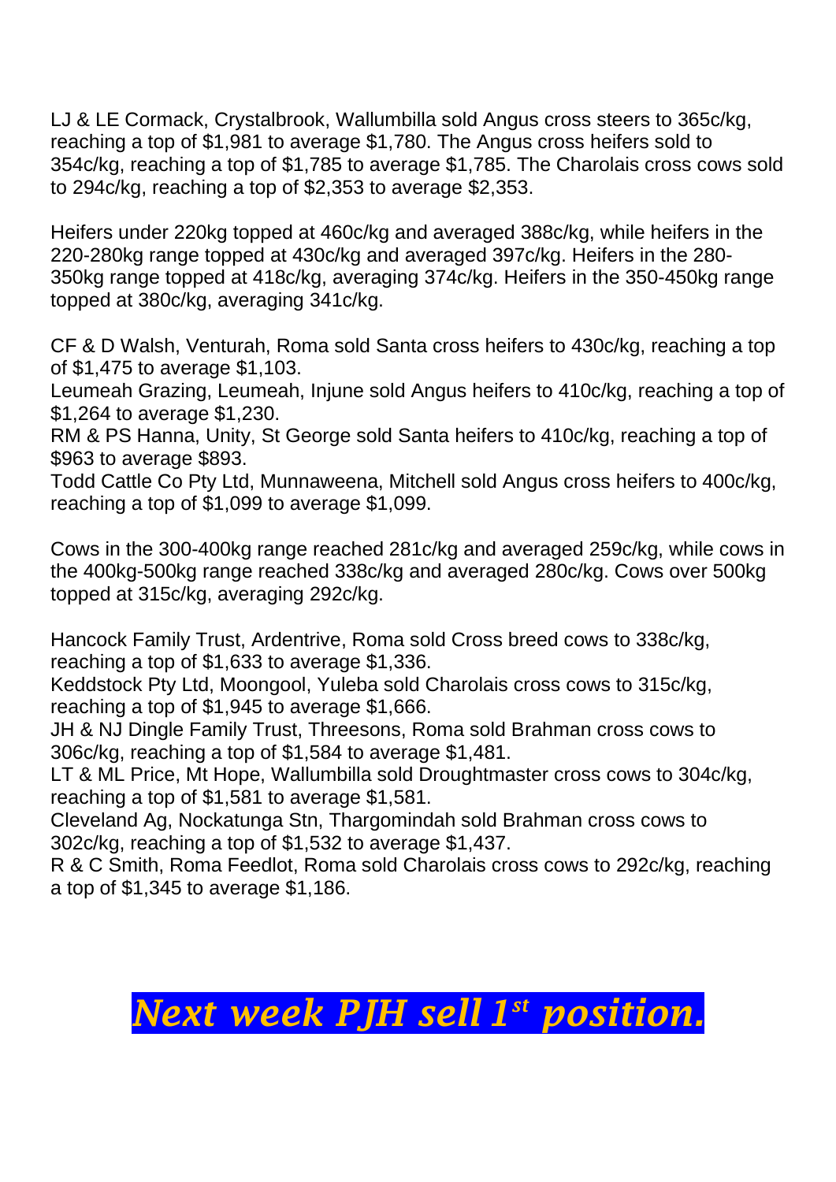LJ & LE Cormack, Crystalbrook, Wallumbilla sold Angus cross steers to 365c/kg, reaching a top of $1,981 to average $1,780. The Angus cross heifers sold to 354c/kg, reaching a top of $1,785 to average $1,785. The Charolais cross cows sold to 294c/kg, reaching a top of $2,353 to average $2,353.

Heifers under 220kg topped at 460c/kg and averaged 388c/kg, while heifers in the 220-280kg range topped at 430c/kg and averaged 397c/kg. Heifers in the 280-350kg range topped at 418c/kg, averaging 374c/kg. Heifers in the 350-450kg range topped at 380c/kg, averaging 341c/kg.

CF & D Walsh, Venturah, Roma sold Santa cross heifers to 430c/kg, reaching a top of $1,475 to average $1,103.
Leumeah Grazing, Leumeah, Injune sold Angus heifers to 410c/kg, reaching a top of $1,264 to average $1,230.
RM & PS Hanna, Unity, St George sold Santa heifers to 410c/kg, reaching a top of $963 to average $893.
Todd Cattle Co Pty Ltd, Munnaweena, Mitchell sold Angus cross heifers to 400c/kg, reaching a top of $1,099 to average $1,099.

Cows in the 300-400kg range reached 281c/kg and averaged 259c/kg, while cows in the 400kg-500kg range reached 338c/kg and averaged 280c/kg. Cows over 500kg topped at 315c/kg, averaging 292c/kg.

Hancock Family Trust, Ardentrive, Roma sold Cross breed cows to 338c/kg, reaching a top of $1,633 to average $1,336.
Keddstock Pty Ltd, Moongool, Yuleba sold Charolais cross cows to 315c/kg, reaching a top of $1,945 to average $1,666.
JH & NJ Dingle Family Trust, Threesons, Roma sold Brahman cross cows to 306c/kg, reaching a top of $1,584 to average $1,481.
LT & ML Price, Mt Hope, Wallumbilla sold Droughtmaster cross cows to 304c/kg, reaching a top of $1,581 to average $1,581.
Cleveland Ag, Nockatunga Stn, Thargomindah sold Brahman cross cows to 302c/kg, reaching a top of $1,532 to average $1,437.
R & C Smith, Roma Feedlot, Roma sold Charolais cross cows to 292c/kg, reaching a top of $1,345 to average $1,186.

***Next week PJH sell 1st position.***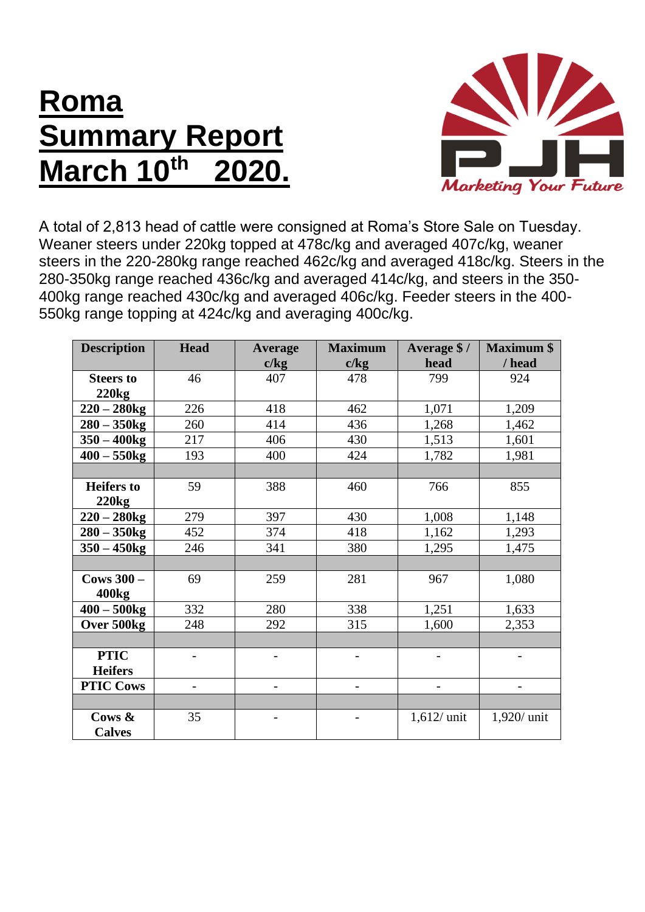# Roma Summary Report March 10th 2020.

PJH

*Marketing Your Future*

A total of 2,813 head of cattle were consigned at Roma's Store Sale on Tuesday. Weaner steers under 220kg topped at 478c/kg and averaged 407c/kg, weaner steers in the 220-280kg range reached 462c/kg and averaged 418c/kg. Steers in the 280-350kg range reached 436c/kg and averaged 414c/kg, and steers in the 350-400kg range reached 430c/kg and averaged 406c/kg. Feeder steers in the 400-550kg range topping at 424c/kg and averaging 400c/kg.

| Description | Head | Average c/kg | Maximum c/kg | Average $ / head | Maximum $ / head |
|---|---|---|---|---|---|
| **Steers to 220kg** | 46 | 407 | 478 | 799 | 924 |
| **220 – 280kg** | 226 | 418 | 462 | 1,071 | 1,209 |
| **280 – 350kg** | 260 | 414 | 436 | 1,268 | 1,462 |
| **350 – 400kg** | 217 | 406 | 430 | 1,513 | 1,601 |
| **400 – 550kg** | 193 | 400 | 424 | 1,782 | 1,981 |
| | | | | | |
| **Heifers to 220kg** | 59 | 388 | 460 | 766 | 855 |
| **220 – 280kg** | 279 | 397 | 430 | 1,008 | 1,148 |
| **280 – 350kg** | 452 | 374 | 418 | 1,162 | 1,293 |
| **350 – 450kg** | 246 | 341 | 380 | 1,295 | 1,475 |
| | | | | | |
| **Cows 300 – 400kg** | 69 | 259 | 281 | 967 | 1,080 |
| **400 – 500kg** | 332 | 280 | 338 | 1,251 | 1,633 |
| **Over 500kg** | 248 | 292 | 315 | 1,600 | 2,353 |
| | | | | | |
| **PTIC Heifers** | - | - | - | - | - |
| **PTIC Cows** | - | - | - | - | - |
| | | | | | |
| **Cows & Calves** | 35 | - | - | 1,612/ unit | 1,920/ unit |